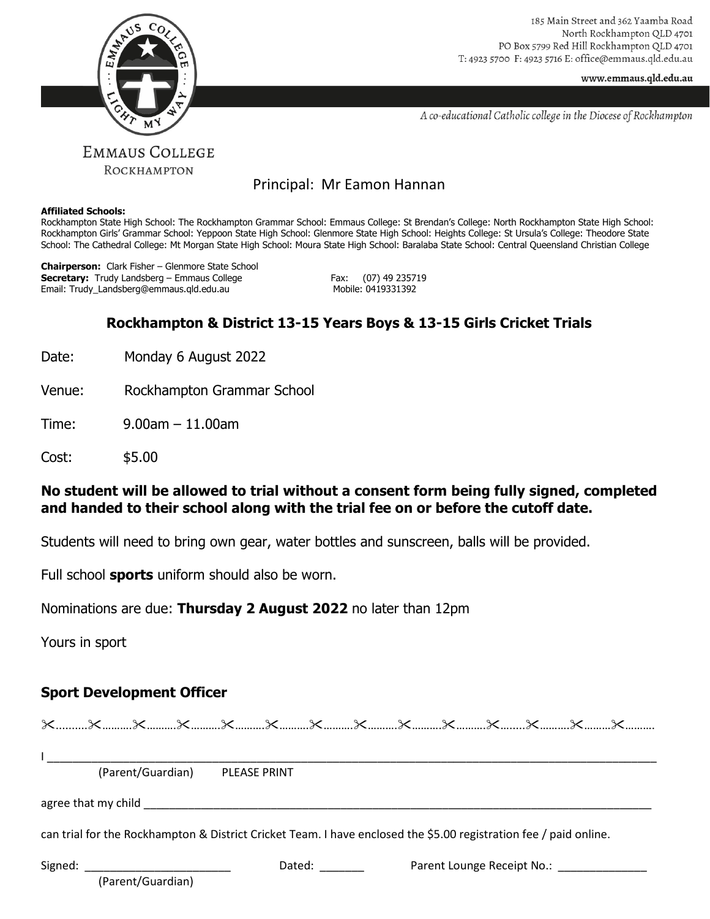185 Main Street and 362 Yaamba Road
North Rockhampton QLD 4701
PO Box 5799 Red Hill Rockhampton QLD 4701
T: 4923 5700 F: 4923 5716 E: office@emmaus.qld.edu.au

www.emmaus.qld.edu.au

*A co-educational Catholic college in the Diocese of Rockhampton*

EMMAUS COLLEGE
ROCKHAMPTON

Principal: Mr Eamon Hannan

**Affiliated Schools:**
Rockhampton State High School: The Rockhampton Grammar School: Emmaus College: St Brendan's College: North Rockhampton State High School: Rockhampton Girls' Grammar School: Yeppoon State High School: Glenmore State High School: Heights College: St Ursula's College: Theodore State School: The Cathedral College: Mt Morgan State High School: Moura State High School: Baralaba State School: Central Queensland Christian College

**Chairperson:** Clark Fisher – Glenmore State School
**Secretary:** Trudy Landsberg – Emmaus College
Email: Trudy_Landsberg@emmaus.qld.edu.au

Fax: (07) 49 235719
Mobile: 0419331392

## Rockhampton & District 13-15 Years Boys & 13-15 Girls Cricket Trials

Date: Monday 6 August 2022

Venue: Rockhampton Grammar School

Time: 9.00am – 11.00am

Cost: $5.00

**No student will be allowed to trial without a consent form being fully signed, completed and handed to their school along with the trial fee on or before the cutoff date.**

Students will need to bring own gear, water bottles and sunscreen, balls will be provided.

Full school **sports** uniform should also be worn.

Nominations are due: **Thursday 2 August 2022** no later than 12pm

Yours in sport

**Sport Development Officer**

✂..........✂..........✂..........✂..........✂..........✂..........✂..........✂..........✂..........✂..........✂........✂..........✂..........✂..........

I ____________________________________________________________________________________________
(Parent/Guardian) PLEASE PRINT

agree that my child _______________________________________________________________________________

can trial for the Rockhampton & District Cricket Team. I have enclosed the $5.00 registration fee / paid online.

Signed: _______________________ Dated: _______ Parent Lounge Receipt No.: ______________
(Parent/Guardian)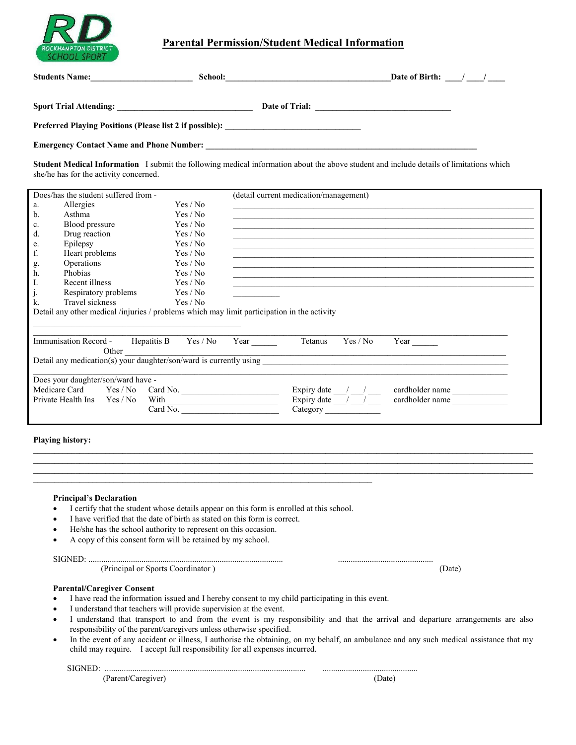RD ROCKHAMPTON DISTRICT SCHOOL SPORT

# Parental Permission/Student Medical Information

**Students Name:**_______________________ **School:**_____________________________________**Date of Birth:** ____/ ____/ ____

**Sport Trial Attending:** _______________________________ **Date of Trial:** _______________________________

**Preferred Playing Positions (Please list 2 if possible):** _______________________________

**Emergency Contact Name and Phone Number:** _______________________________________________________________

**Student Medical Information** I submit the following medical information about the above student and include details of limitations which she/he has for the activity concerned.

| Does/has the student suffered from - | | | (detail current medication/management) |
|---|---|---|---|
| a. | Allergies | Yes / No | ______________________ |
| b. | Asthma | Yes / No | ______________________ |
| c. | Blood pressure | Yes / No | ______________________ |
| d. | Drug reaction | Yes / No | ______________________ |
| e. | Epilepsy | Yes / No | ______________________ |
| f. | Heart problems | Yes / No | ______________________ |
| g. | Operations | Yes / No | ______________________ |
| h. | Phobias | Yes / No | ______________________ |
| I. | Recent illness | Yes / No | ______________________ |
| j. | Respiratory problems | Yes / No | ______________________ |
| k. | Travel sickness | Yes / No | __________ |

Detail any other medical /injuries / problems which may limit participation in the activity

_______________________________________________

Immunisation Record - Hepatitis B Yes / No Year ______ Tetanus Yes / No Year ______

Other ____________________________________________________________________________

Detail any medication(s) your daughter/son/ward is currently using _______________________________________________

Does your daughter/son/ward have -

| | | | | |
|---|---|---|---|---|
| Medicare Card | Yes / No | Card No. ______________________ | Expiry date ___/ ___/ ___ | cardholder name ____________ |
| Private Health Ins | Yes / No | With ______________________ | Expiry date ___/ ___/ ___ | cardholder name ____________ |
| | | Card No. ______________________ | Category ____________ | |

**Playing history:**

_____________________________________________________________________________________________

_____________________________________________________________________________________________

_____________________________________________________________________________________________

_________________________________________________________________________

**Principal's Declaration**

- I certify that the student whose details appear on this form is enrolled at this school.
- I have verified that the date of birth as stated on this form is correct.
- He/she has the school authority to represent on this occasion.
- A copy of this consent form will be retained by my school.

SIGNED: .......................................................................................... ............................................

(Principal or Sports Coordinator ) (Date)

**Parental/Caregiver Consent**

- I have read the information issued and I hereby consent to my child participating in this event.
- I understand that teachers will provide supervision at the event.
- I understand that transport to and from the event is my responsibility and that the arrival and departure arrangements are also responsibility of the parent/caregivers unless otherwise specified.
- In the event of any accident or illness, I authorise the obtaining, on my behalf, an ambulance and any such medical assistance that my child may require. I accept full responsibility for all expenses incurred.

SIGNED: .............................................................................................. ............................................

(Parent/Caregiver) (Date)